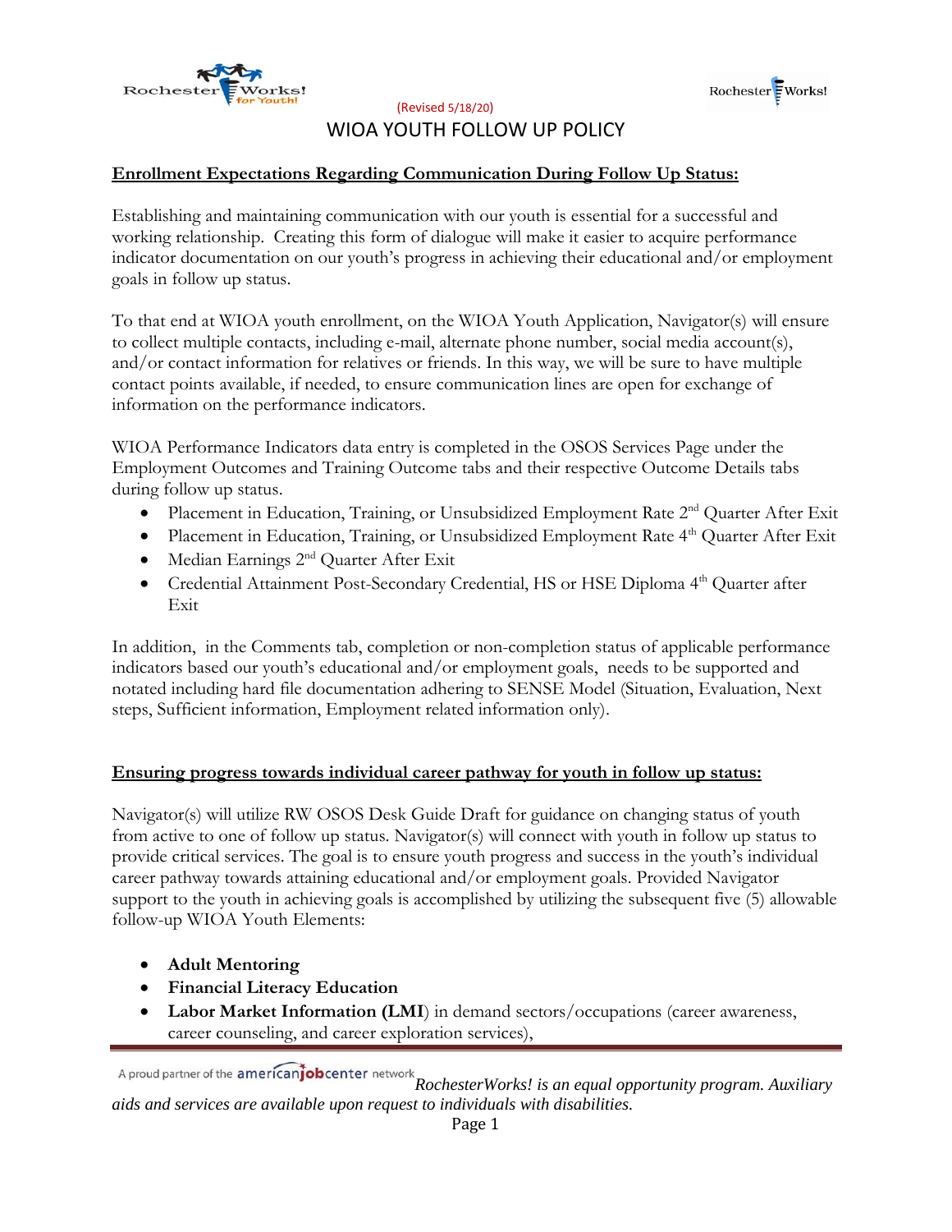(Revised 5/18/20)

# WIOA YOUTH FOLLOW UP POLICY

**Enrollment Expectations Regarding Communication During Follow Up Status:**

Establishing and maintaining communication with our youth is essential for a successful and working relationship. Creating this form of dialogue will make it easier to acquire performance indicator documentation on our youth's progress in achieving their educational and/or employment goals in follow up status.

To that end at WIOA youth enrollment, on the WIOA Youth Application, Navigator(s) will ensure to collect multiple contacts, including e-mail, alternate phone number, social media account(s), and/or contact information for relatives or friends. In this way, we will be sure to have multiple contact points available, if needed, to ensure communication lines are open for exchange of information on the performance indicators.

WIOA Performance Indicators data entry is completed in the OSOS Services Page under the Employment Outcomes and Training Outcome tabs and their respective Outcome Details tabs during follow up status.

- Placement in Education, Training, or Unsubsidized Employment Rate 2nd Quarter After Exit
- Placement in Education, Training, or Unsubsidized Employment Rate 4th Quarter After Exit
- Median Earnings 2nd Quarter After Exit
- Credential Attainment Post-Secondary Credential, HS or HSE Diploma 4th Quarter after Exit

In addition, in the Comments tab, completion or non-completion status of applicable performance indicators based our youth's educational and/or employment goals, needs to be supported and notated including hard file documentation adhering to SENSE Model (Situation, Evaluation, Next steps, Sufficient information, Employment related information only).

**Ensuring progress towards individual career pathway for youth in follow up status:**

Navigator(s) will utilize RW OSOS Desk Guide Draft for guidance on changing status of youth from active to one of follow up status. Navigator(s) will connect with youth in follow up status to provide critical services. The goal is to ensure youth progress and success in the youth's individual career pathway towards attaining educational and/or employment goals. Provided Navigator support to the youth in achieving goals is accomplished by utilizing the subsequent five (5) allowable follow-up WIOA Youth Elements:

- **Adult Mentoring**
- **Financial Literacy Education**
- **Labor Market Information (LMI**) in demand sectors/occupations (career awareness, career counseling, and career exploration services),

*RochesterWorks! is an equal opportunity program. Auxiliary aids and services are available upon request to individuals with disabilities.*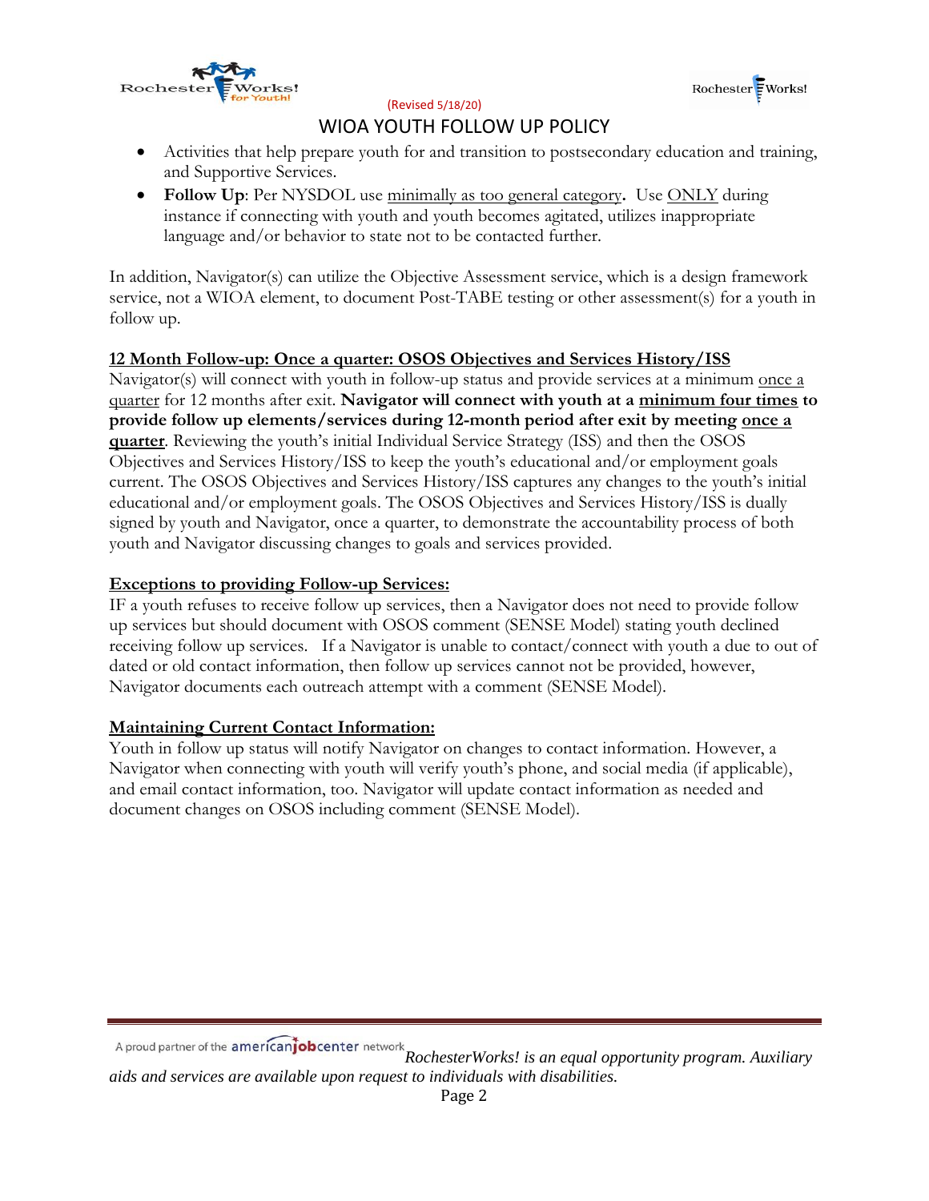- Activities that help prepare youth for and transition to postsecondary education and training, and Supportive Services.
- **Follow Up**: Per NYSDOL use minimally as too general category**.** Use ONLY during instance if connecting with youth and youth becomes agitated, utilizes inappropriate language and/or behavior to state not to be contacted further.

In addition, Navigator(s) can utilize the Objective Assessment service, which is a design framework service, not a WIOA element, to document Post-TABE testing or other assessment(s) for a youth in follow up.

**12 Month Follow-up: Once a quarter: OSOS Objectives and Services History/ISS**

Navigator(s) will connect with youth in follow-up status and provide services at a minimum once a quarter for 12 months after exit. **Navigator will connect with youth at a minimum four times to provide follow up elements/services during 12-month period after exit by meeting once a quarter**. Reviewing the youth's initial Individual Service Strategy (ISS) and then the OSOS Objectives and Services History/ISS to keep the youth's educational and/or employment goals current. The OSOS Objectives and Services History/ISS captures any changes to the youth's initial educational and/or employment goals. The OSOS Objectives and Services History/ISS is dually signed by youth and Navigator, once a quarter, to demonstrate the accountability process of both youth and Navigator discussing changes to goals and services provided.

**Exceptions to providing Follow-up Services:**

IF a youth refuses to receive follow up services, then a Navigator does not need to provide follow up services but should document with OSOS comment (SENSE Model) stating youth declined receiving follow up services. If a Navigator is unable to contact/connect with youth a due to out of dated or old contact information, then follow up services cannot not be provided, however, Navigator documents each outreach attempt with a comment (SENSE Model).

**Maintaining Current Contact Information:**

Youth in follow up status will notify Navigator on changes to contact information. However, a Navigator when connecting with youth will verify youth's phone, and social media (if applicable), and email contact information, too. Navigator will update contact information as needed and document changes on OSOS including comment (SENSE Model).